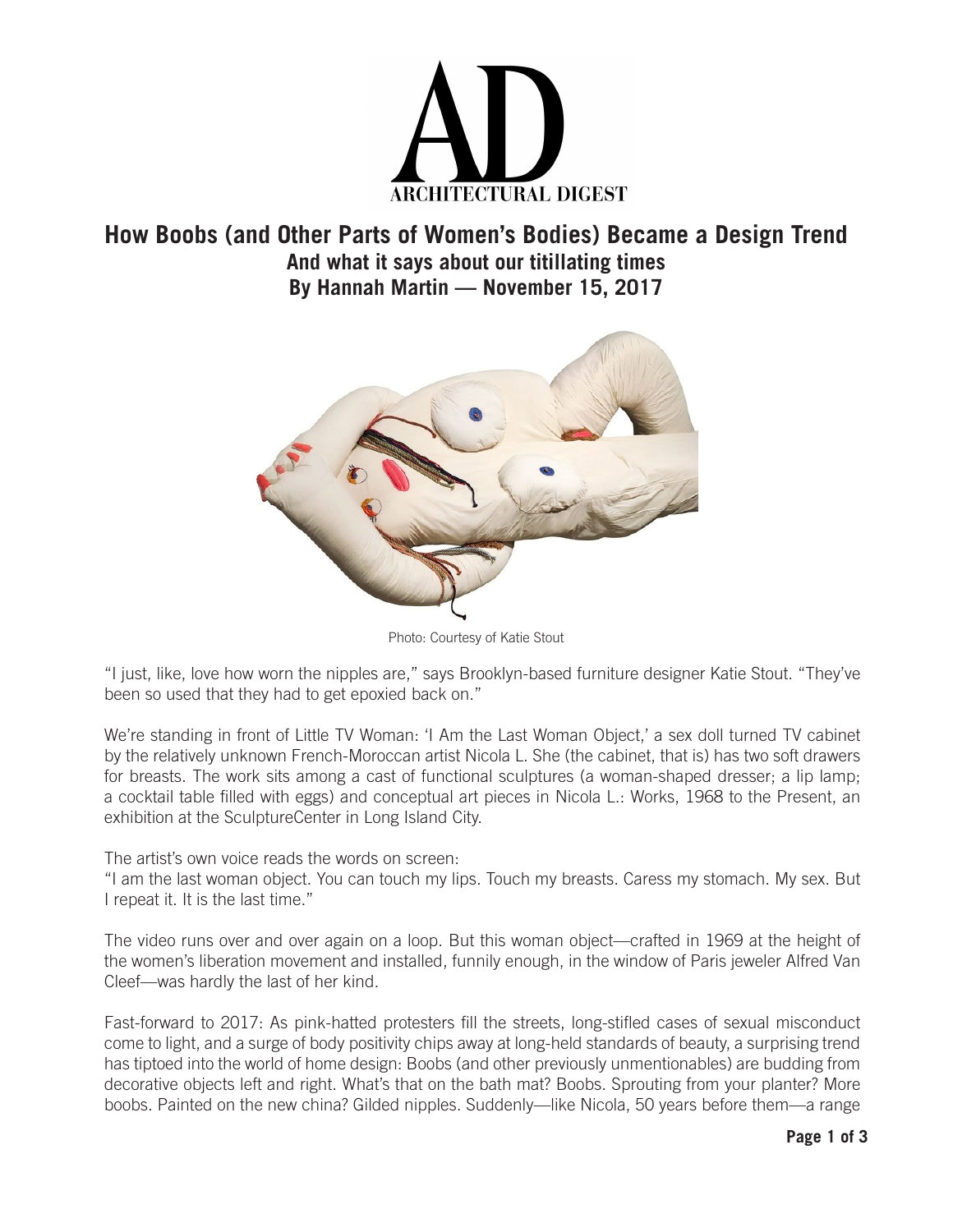# How Boobs (and Other Parts of Women's Bodies) Became a Design Trend

## And what it says about our titillating times

### By Hannah Martin — November 15, 2017

Photo: Courtesy of Katie Stout

"I just, like, love how worn the nipples are," says Brooklyn-based furniture designer Katie Stout. "They've been so used that they had to get epoxied back on."

We're standing in front of Little TV Woman: 'I Am the Last Woman Object,' a sex doll turned TV cabinet by the relatively unknown French-Moroccan artist Nicola L. She (the cabinet, that is) has two soft drawers for breasts. The work sits among a cast of functional sculptures (a woman-shaped dresser; a lip lamp; a cocktail table filled with eggs) and conceptual art pieces in Nicola L.: Works, 1968 to the Present, an exhibition at the SculptureCenter in Long Island City.

The artist's own voice reads the words on screen:
"I am the last woman object. You can touch my lips. Touch my breasts. Caress my stomach. My sex. But I repeat it. It is the last time."

The video runs over and over again on a loop. But this woman object—crafted in 1969 at the height of the women's liberation movement and installed, funnily enough, in the window of Paris jeweler Alfred Van Cleef—was hardly the last of her kind.

Fast-forward to 2017: As pink-hatted protesters fill the streets, long-stifled cases of sexual misconduct come to light, and a surge of body positivity chips away at long-held standards of beauty, a surprising trend has tiptoed into the world of home design: Boobs (and other previously unmentionables) are budding from decorative objects left and right. What's that on the bath mat? Boobs. Sprouting from your planter? More boobs. Painted on the new china? Gilded nipples. Suddenly—like Nicola, 50 years before them—a range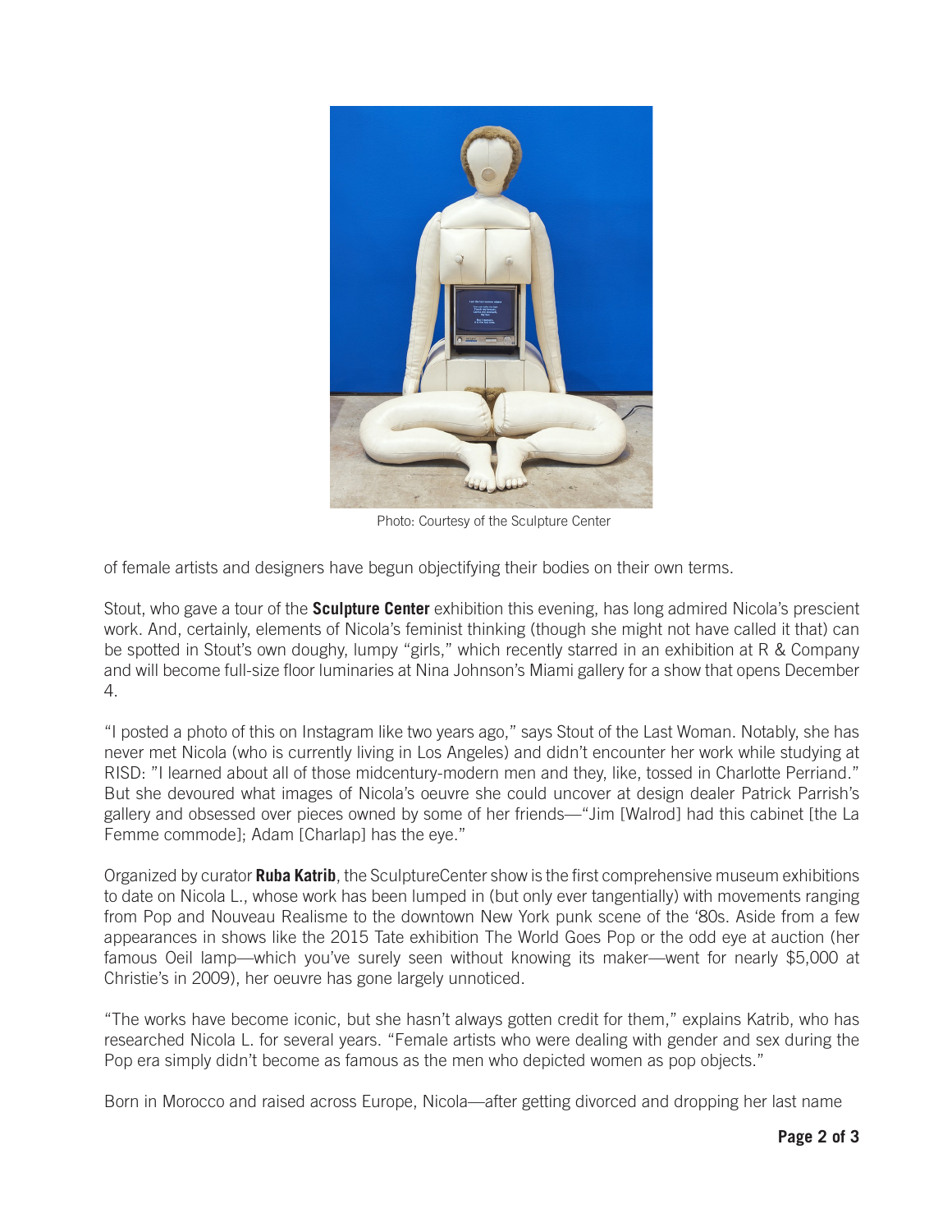Photo: Courtesy of the Sculpture Center

of female artists and designers have begun objectifying their bodies on their own terms.

Stout, who gave a tour of the **Sculpture Center** exhibition this evening, has long admired Nicola's prescient work. And, certainly, elements of Nicola's feminist thinking (though she might not have called it that) can be spotted in Stout's own doughy, lumpy "girls," which recently starred in an exhibition at R & Company and will become full-size floor luminaries at Nina Johnson's Miami gallery for a show that opens December 4.

"I posted a photo of this on Instagram like two years ago," says Stout of the Last Woman. Notably, she has never met Nicola (who is currently living in Los Angeles) and didn't encounter her work while studying at RISD: "I learned about all of those midcentury-modern men and they, like, tossed in Charlotte Perriand." But she devoured what images of Nicola's oeuvre she could uncover at design dealer Patrick Parrish's gallery and obsessed over pieces owned by some of her friends—"Jim [Walrod] had this cabinet [the La Femme commode]; Adam [Charlap] has the eye."

Organized by curator **Ruba Katrib**, the SculptureCenter show is the first comprehensive museum exhibitions to date on Nicola L., whose work has been lumped in (but only ever tangentially) with movements ranging from Pop and Nouveau Realisme to the downtown New York punk scene of the '80s. Aside from a few appearances in shows like the 2015 Tate exhibition The World Goes Pop or the odd eye at auction (her famous Oeil lamp—which you've surely seen without knowing its maker—went for nearly $5,000 at Christie's in 2009), her oeuvre has gone largely unnoticed.

"The works have become iconic, but she hasn't always gotten credit for them," explains Katrib, who has researched Nicola L. for several years. "Female artists who were dealing with gender and sex during the Pop era simply didn't become as famous as the men who depicted women as pop objects."

Born in Morocco and raised across Europe, Nicola—after getting divorced and dropping her last name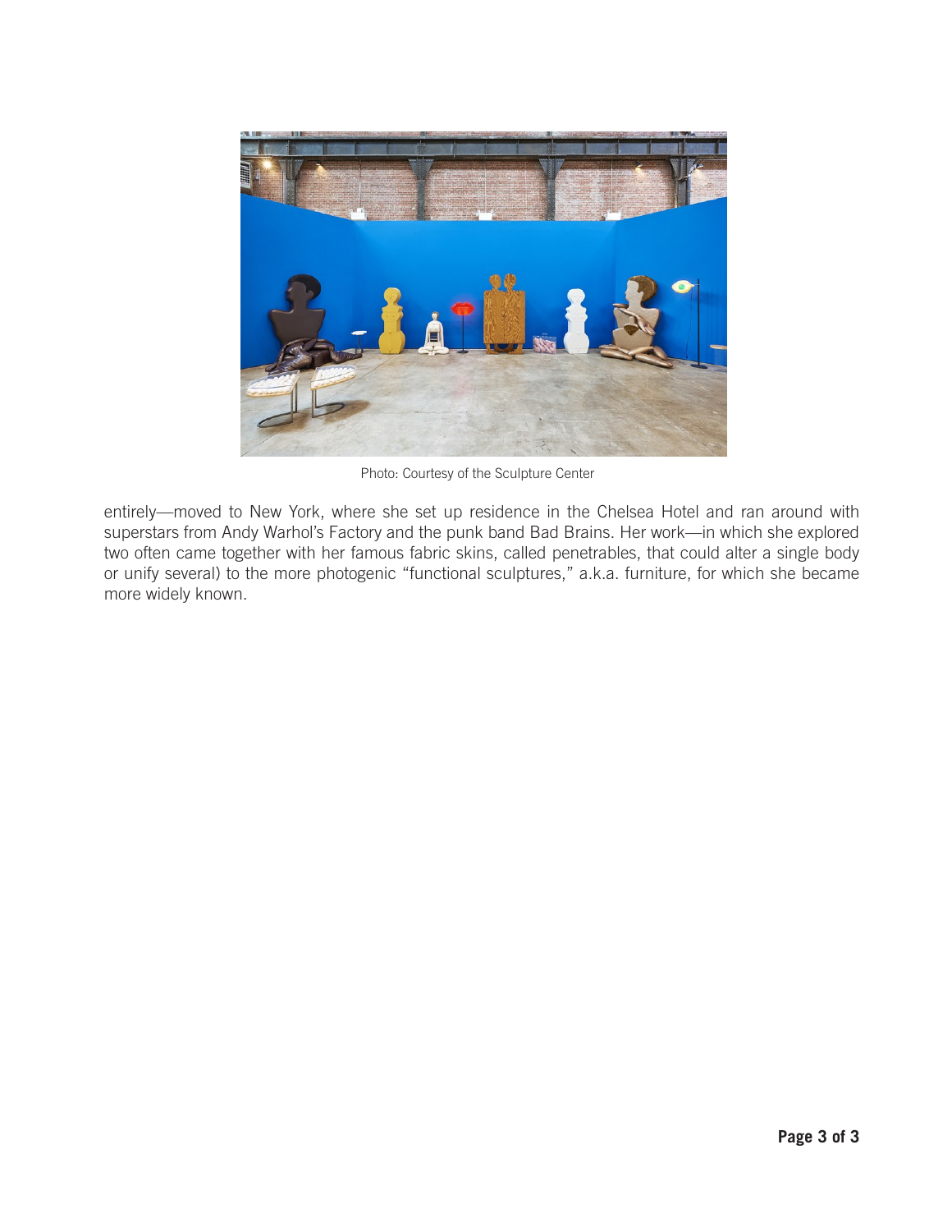Photo: Courtesy of the Sculpture Center

entirely—moved to New York, where she set up residence in the Chelsea Hotel and ran around with superstars from Andy Warhol's Factory and the punk band Bad Brains. Her work—in which she explored two often came together with her famous fabric skins, called penetrables, that could alter a single body or unify several) to the more photogenic "functional sculptures," a.k.a. furniture, for which she became more widely known.